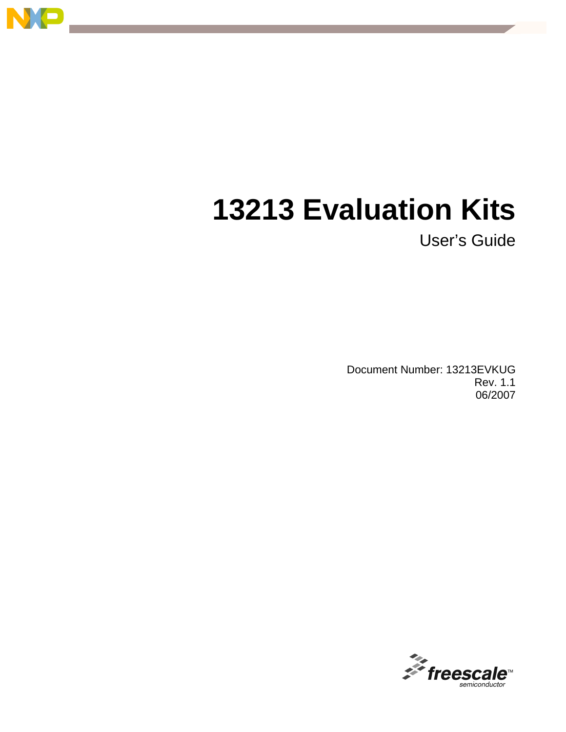# 13213 Evaluation Kits

User's Guide

Document Number: 13213EVKUG
Rev. 1.1
06/2007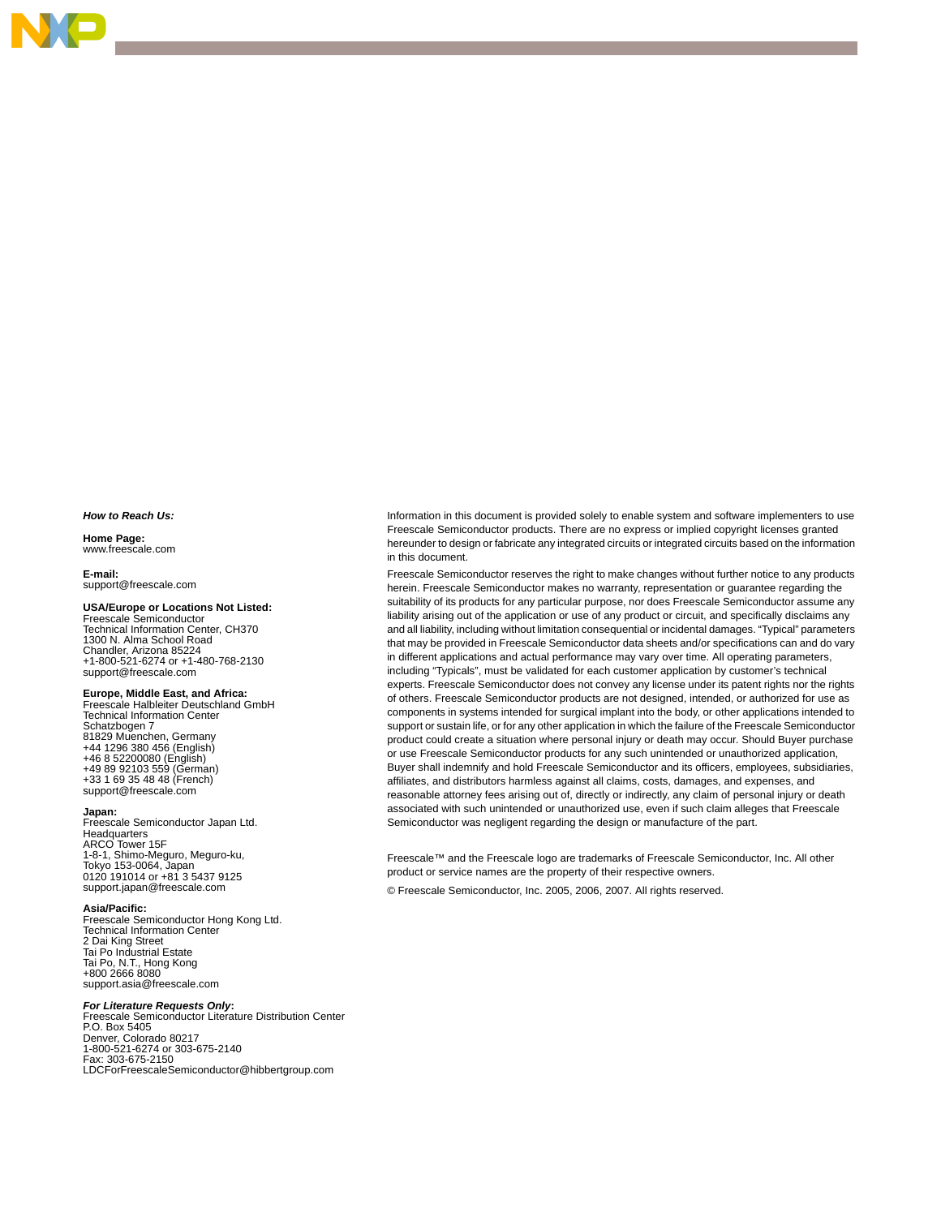***How to Reach Us:***

**Home Page:**
www.freescale.com

**E-mail:**
support@freescale.com

**USA/Europe or Locations Not Listed:**
Freescale Semiconductor
Technical Information Center, CH370
1300 N. Alma School Road
Chandler, Arizona 85224
+1-800-521-6274 or +1-480-768-2130
support@freescale.com

**Europe, Middle East, and Africa:**
Freescale Halbleiter Deutschland GmbH
Technical Information Center
Schatzbogen 7
81829 Muenchen, Germany
+44 1296 380 456 (English)
+46 8 52200080 (English)
+49 89 92103 559 (German)
+33 1 69 35 48 48 (French)
support@freescale.com

**Japan:**
Freescale Semiconductor Japan Ltd.
Headquarters
ARCO Tower 15F
1-8-1, Shimo-Meguro, Meguro-ku,
Tokyo 153-0064, Japan
0120 191014 or +81 3 5437 9125
support.japan@freescale.com

**Asia/Pacific:**
Freescale Semiconductor Hong Kong Ltd.
Technical Information Center
2 Dai King Street
Tai Po Industrial Estate
Tai Po, N.T., Hong Kong
+800 2666 8080
support.asia@freescale.com

***For Literature Requests Only*:**
Freescale Semiconductor Literature Distribution Center
P.O. Box 5405
Denver, Colorado 80217
1-800-521-6274 or 303-675-2140
Fax: 303-675-2150
LDCForFreescaleSemiconductor@hibbertgroup.com

Information in this document is provided solely to enable system and software implementers to use Freescale Semiconductor products. There are no express or implied copyright licenses granted hereunder to design or fabricate any integrated circuits or integrated circuits based on the information in this document.

Freescale Semiconductor reserves the right to make changes without further notice to any products herein. Freescale Semiconductor makes no warranty, representation or guarantee regarding the suitability of its products for any particular purpose, nor does Freescale Semiconductor assume any liability arising out of the application or use of any product or circuit, and specifically disclaims any and all liability, including without limitation consequential or incidental damages. "Typical" parameters that may be provided in Freescale Semiconductor data sheets and/or specifications can and do vary in different applications and actual performance may vary over time. All operating parameters, including "Typicals", must be validated for each customer application by customer's technical experts. Freescale Semiconductor does not convey any license under its patent rights nor the rights of others. Freescale Semiconductor products are not designed, intended, or authorized for use as components in systems intended for surgical implant into the body, or other applications intended to support or sustain life, or for any other application in which the failure of the Freescale Semiconductor product could create a situation where personal injury or death may occur. Should Buyer purchase or use Freescale Semiconductor products for any such unintended or unauthorized application, Buyer shall indemnify and hold Freescale Semiconductor and its officers, employees, subsidiaries, affiliates, and distributors harmless against all claims, costs, damages, and expenses, and reasonable attorney fees arising out of, directly or indirectly, any claim of personal injury or death associated with such unintended or unauthorized use, even if such claim alleges that Freescale Semiconductor was negligent regarding the design or manufacture of the part.

Freescale™ and the Freescale logo are trademarks of Freescale Semiconductor, Inc. All other product or service names are the property of their respective owners.

© Freescale Semiconductor, Inc. 2005, 2006, 2007. All rights reserved.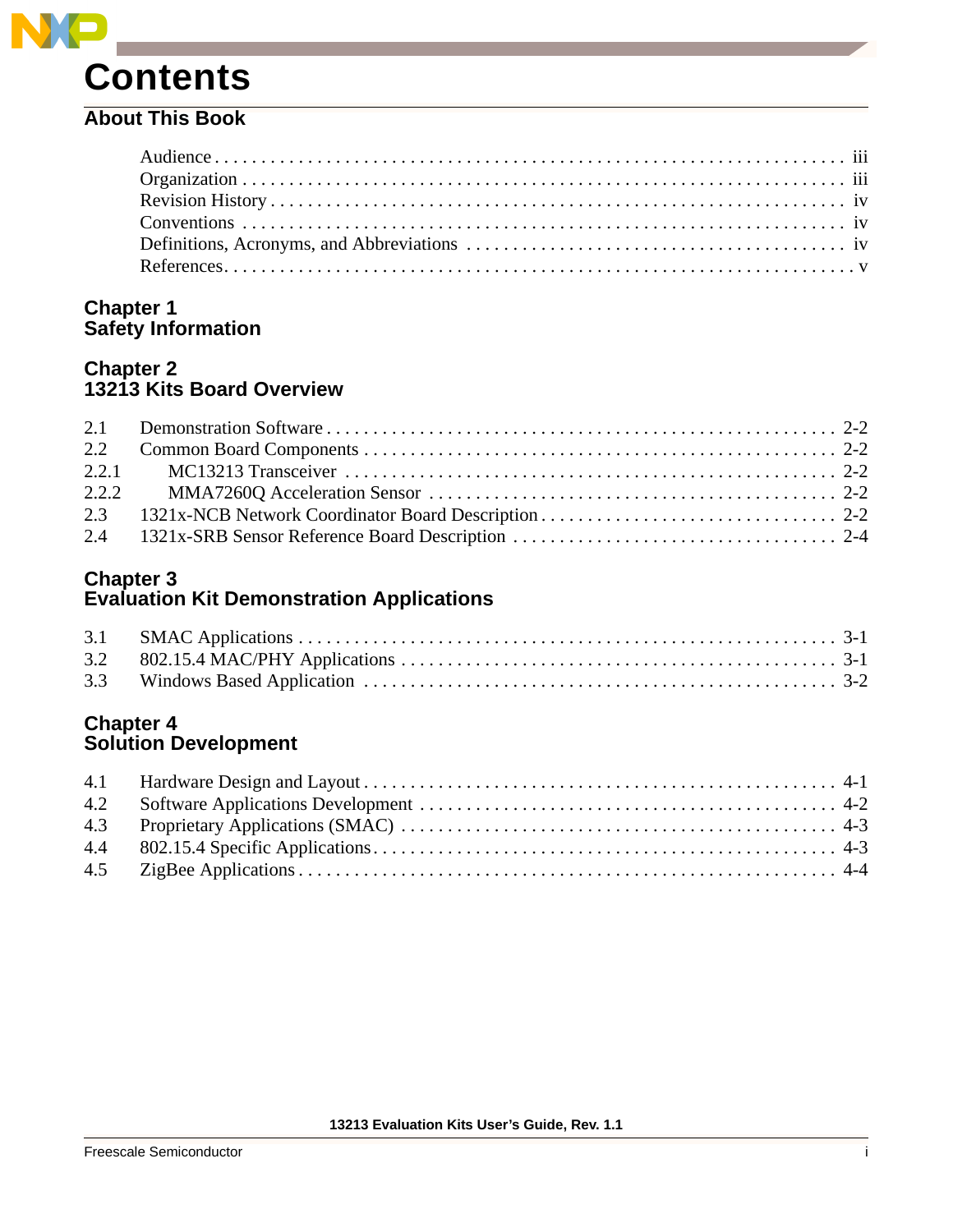# Contents

## About This Book

Audience . . . . . . . . . . iii
Organization . . . . . . . . . . iii
Revision History . . . . . . . . . . iv
Conventions . . . . . . . . . . iv
Definitions, Acronyms, and Abbreviations . . . . . . . . . . iv
References . . . . . . . . . . v

## Chapter 1
## Safety Information

## Chapter 2
## 13213 Kits Board Overview

2.1 Demonstration Software . . . . . . . . . . 2-2
2.2 Common Board Components . . . . . . . . . . 2-2
2.2.1 MC13213 Transceiver . . . . . . . . . . 2-2
2.2.2 MMA7260Q Acceleration Sensor . . . . . . . . . . 2-2
2.3 1321x-NCB Network Coordinator Board Description . . . . . . . . . . 2-2
2.4 1321x-SRB Sensor Reference Board Description . . . . . . . . . . 2-4

## Chapter 3
## Evaluation Kit Demonstration Applications

3.1 SMAC Applications . . . . . . . . . . 3-1
3.2 802.15.4 MAC/PHY Applications . . . . . . . . . . 3-1
3.3 Windows Based Application . . . . . . . . . . 3-2

## Chapter 4
## Solution Development

4.1 Hardware Design and Layout . . . . . . . . . . 4-1
4.2 Software Applications Development . . . . . . . . . . 4-2
4.3 Proprietary Applications (SMAC) . . . . . . . . . . 4-3
4.4 802.15.4 Specific Applications . . . . . . . . . . 4-3
4.5 ZigBee Applications . . . . . . . . . . 4-4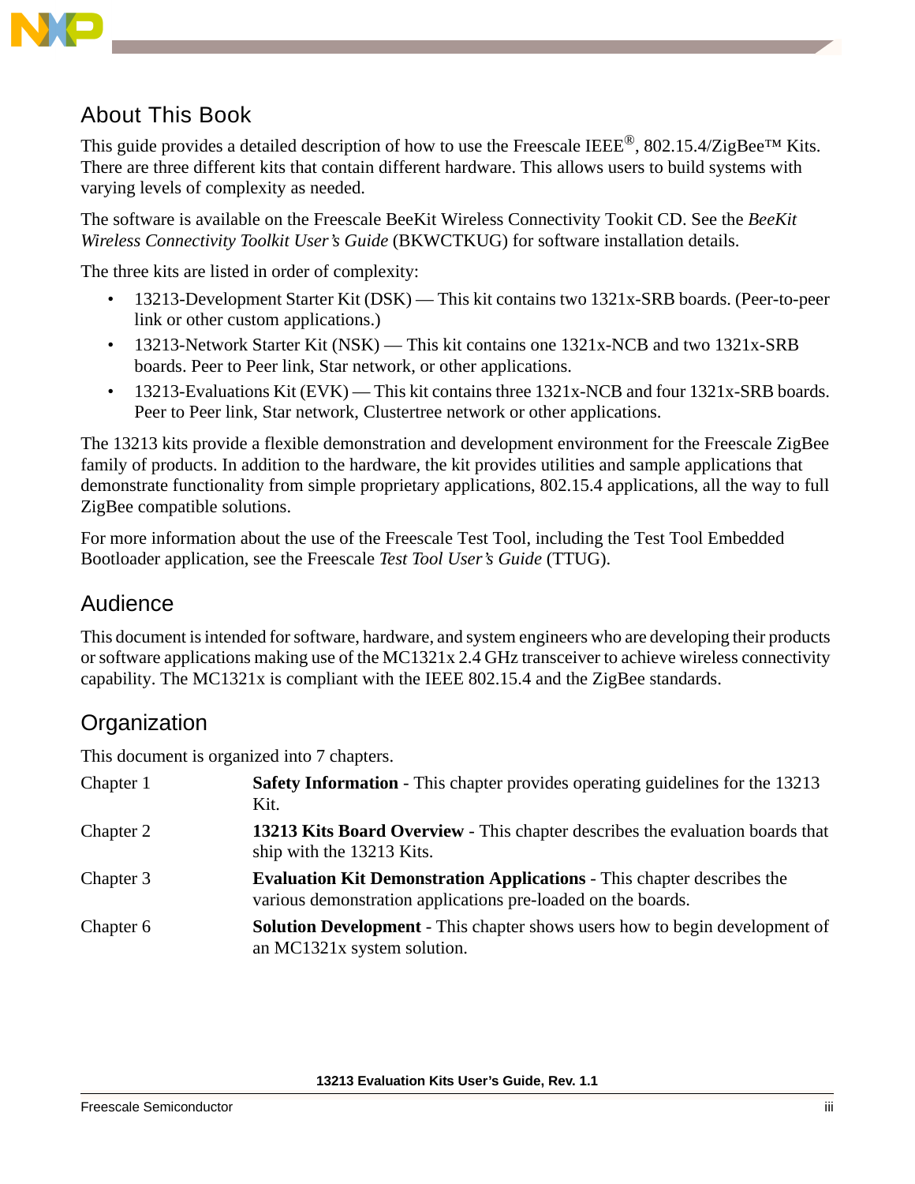## About This Book

This guide provides a detailed description of how to use the Freescale IEEE®, 802.15.4/ZigBee™ Kits. There are three different kits that contain different hardware. This allows users to build systems with varying levels of complexity as needed.

The software is available on the Freescale BeeKit Wireless Connectivity Tookit CD. See the *BeeKit Wireless Connectivity Toolkit User's Guide* (BKWCTKUG) for software installation details.

The three kits are listed in order of complexity:

- 13213-Development Starter Kit (DSK) — This kit contains two 1321x-SRB boards. (Peer-to-peer link or other custom applications.)
- 13213-Network Starter Kit (NSK) — This kit contains one 1321x-NCB and two 1321x-SRB boards. Peer to Peer link, Star network, or other applications.
- 13213-Evaluations Kit (EVK) — This kit contains three 1321x-NCB and four 1321x-SRB boards. Peer to Peer link, Star network, Clustertree network or other applications.

The 13213 kits provide a flexible demonstration and development environment for the Freescale ZigBee family of products. In addition to the hardware, the kit provides utilities and sample applications that demonstrate functionality from simple proprietary applications, 802.15.4 applications, all the way to full ZigBee compatible solutions.

For more information about the use of the Freescale Test Tool, including the Test Tool Embedded Bootloader application, see the Freescale *Test Tool User's Guide* (TTUG).

## Audience

This document is intended for software, hardware, and system engineers who are developing their products or software applications making use of the MC1321x 2.4 GHz transceiver to achieve wireless connectivity capability. The MC1321x is compliant with the IEEE 802.15.4 and the ZigBee standards.

## Organization

This document is organized into 7 chapters.

| | |
|---|---|
| Chapter 1 | **Safety Information** - This chapter provides operating guidelines for the 13213 Kit. |
| Chapter 2 | **13213 Kits Board Overview** - This chapter describes the evaluation boards that ship with the 13213 Kits. |
| Chapter 3 | **Evaluation Kit Demonstration Applications** - This chapter describes the various demonstration applications pre-loaded on the boards. |
| Chapter 6 | **Solution Development** - This chapter shows users how to begin development of an MC1321x system solution. |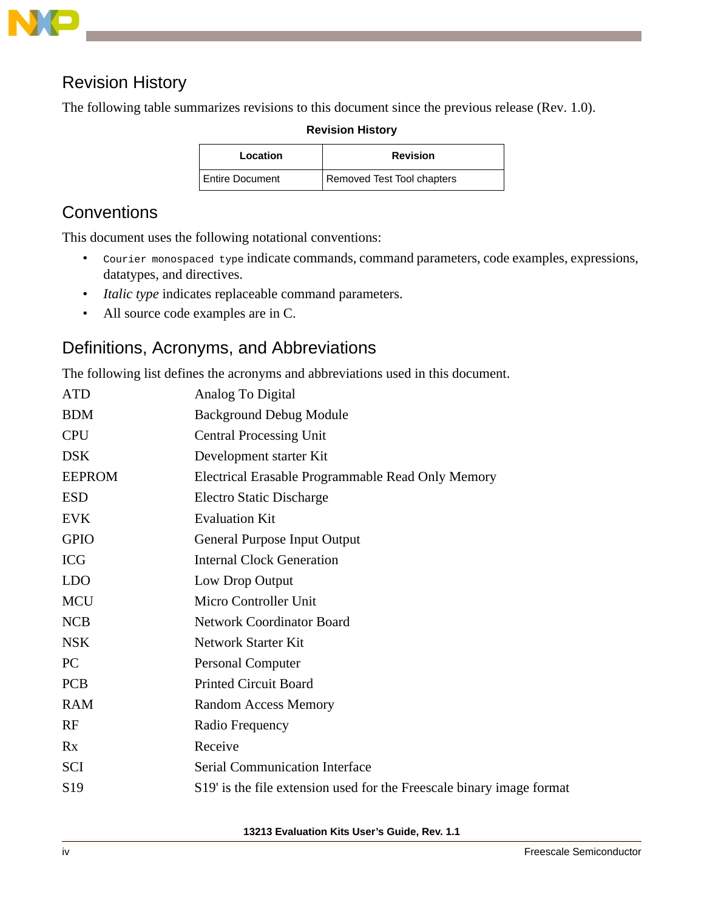## Revision History

The following table summarizes revisions to this document since the previous release (Rev. 1.0).

**Revision History**

| Location | Revision |
| --- | --- |
| Entire Document | Removed Test Tool chapters |

## Conventions

This document uses the following notational conventions:

- `Courier monospaced type` indicate commands, command parameters, code examples, expressions, datatypes, and directives.
- *Italic type* indicates replaceable command parameters.
- All source code examples are in C.

## Definitions, Acronyms, and Abbreviations

The following list defines the acronyms and abbreviations used in this document.

| | |
| --- | --- |
| ATD | Analog To Digital |
| BDM | Background Debug Module |
| CPU | Central Processing Unit |
| DSK | Development starter Kit |
| EEPROM | Electrical Erasable Programmable Read Only Memory |
| ESD | Electro Static Discharge |
| EVK | Evaluation Kit |
| GPIO | General Purpose Input Output |
| ICG | Internal Clock Generation |
| LDO | Low Drop Output |
| MCU | Micro Controller Unit |
| NCB | Network Coordinator Board |
| NSK | Network Starter Kit |
| PC | Personal Computer |
| PCB | Printed Circuit Board |
| RAM | Random Access Memory |
| RF | Radio Frequency |
| Rx | Receive |
| SCI | Serial Communication Interface |
| S19 | S19' is the file extension used for the Freescale binary image format |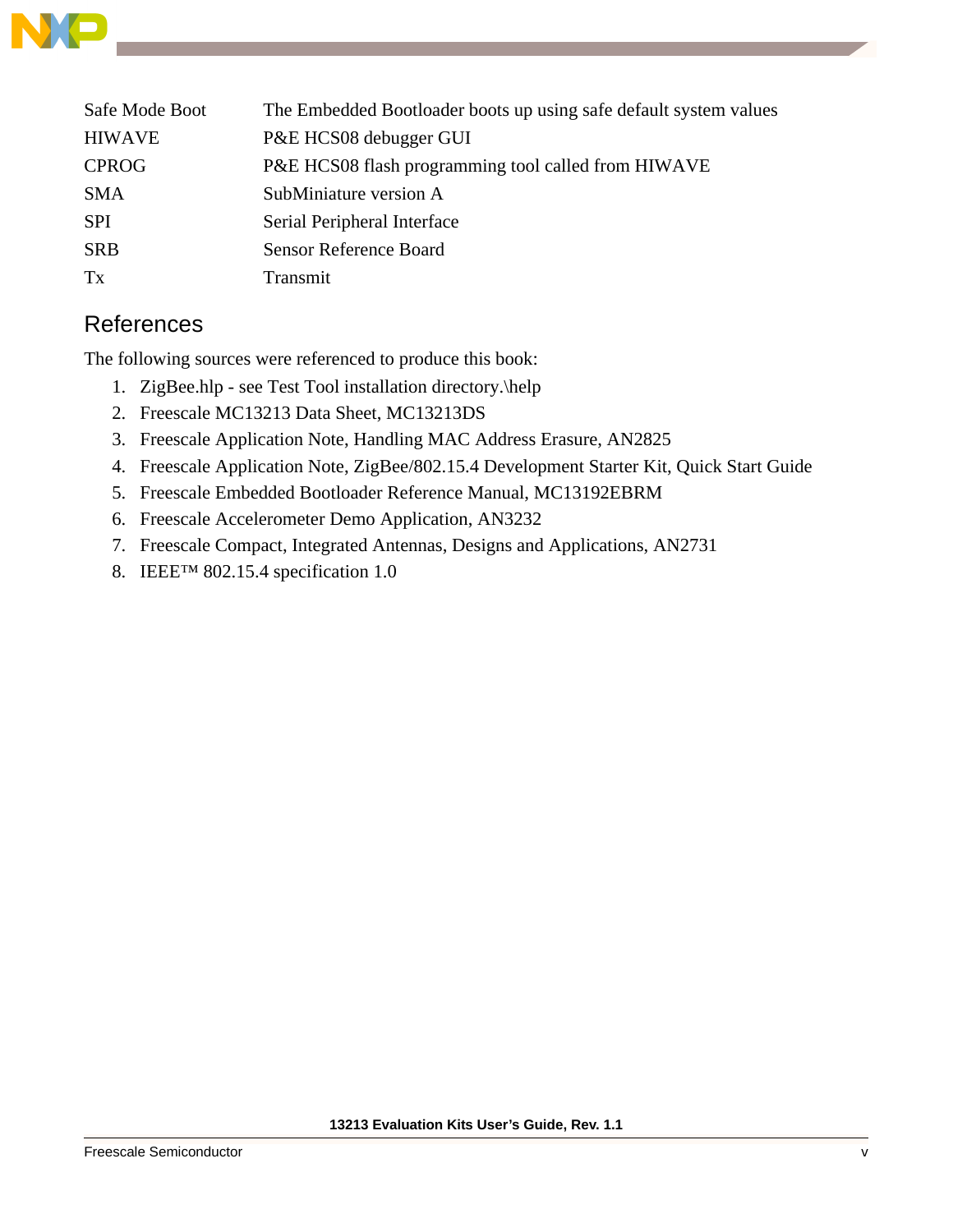| | |
|---|---|
| Safe Mode Boot | The Embedded Bootloader boots up using safe default system values |
| HIWAVE | P&E HCS08 debugger GUI |
| CPROG | P&E HCS08 flash programming tool called from HIWAVE |
| SMA | SubMiniature version A |
| SPI | Serial Peripheral Interface |
| SRB | Sensor Reference Board |
| Tx | Transmit |

## References

The following sources were referenced to produce this book:

1. ZigBee.hlp - see Test Tool installation directory.\help
2. Freescale MC13213 Data Sheet, MC13213DS
3. Freescale Application Note, Handling MAC Address Erasure, AN2825
4. Freescale Application Note, ZigBee/802.15.4 Development Starter Kit, Quick Start Guide
5. Freescale Embedded Bootloader Reference Manual, MC13192EBRM
6. Freescale Accelerometer Demo Application, AN3232
7. Freescale Compact, Integrated Antennas, Designs and Applications, AN2731
8. IEEE™ 802.15.4 specification 1.0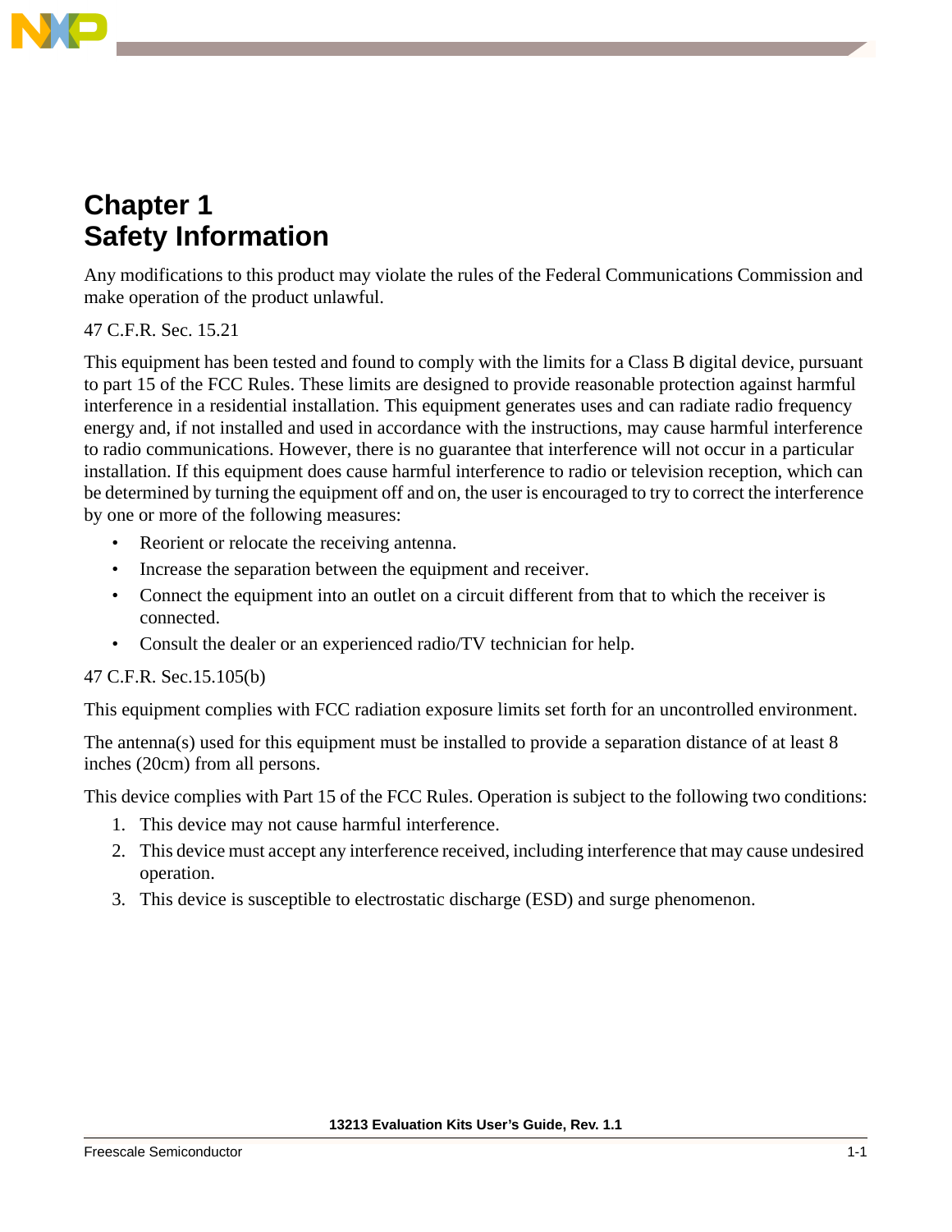# Chapter 1
# Safety Information

Any modifications to this product may violate the rules of the Federal Communications Commission and make operation of the product unlawful.

47 C.F.R. Sec. 15.21

This equipment has been tested and found to comply with the limits for a Class B digital device, pursuant to part 15 of the FCC Rules. These limits are designed to provide reasonable protection against harmful interference in a residential installation. This equipment generates uses and can radiate radio frequency energy and, if not installed and used in accordance with the instructions, may cause harmful interference to radio communications. However, there is no guarantee that interference will not occur in a particular installation. If this equipment does cause harmful interference to radio or television reception, which can be determined by turning the equipment off and on, the user is encouraged to try to correct the interference by one or more of the following measures:

- Reorient or relocate the receiving antenna.
- Increase the separation between the equipment and receiver.
- Connect the equipment into an outlet on a circuit different from that to which the receiver is connected.
- Consult the dealer or an experienced radio/TV technician for help.

47 C.F.R. Sec.15.105(b)

This equipment complies with FCC radiation exposure limits set forth for an uncontrolled environment.

The antenna(s) used for this equipment must be installed to provide a separation distance of at least 8 inches (20cm) from all persons.

This device complies with Part 15 of the FCC Rules. Operation is subject to the following two conditions:

1. This device may not cause harmful interference.
2. This device must accept any interference received, including interference that may cause undesired operation.
3. This device is susceptible to electrostatic discharge (ESD) and surge phenomenon.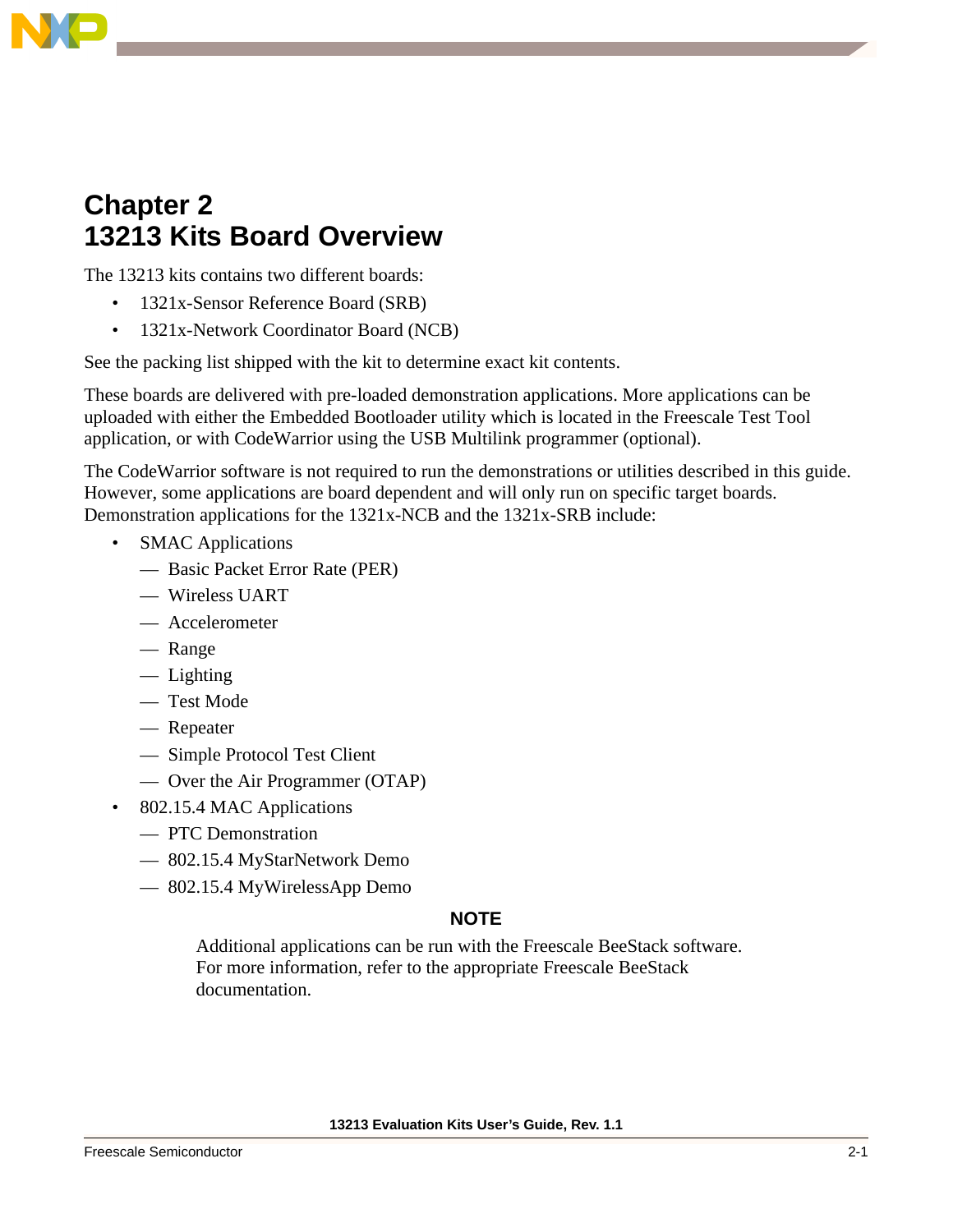# Chapter 2
# 13213 Kits Board Overview

The 13213 kits contains two different boards:

- 1321x-Sensor Reference Board (SRB)
- 1321x-Network Coordinator Board (NCB)

See the packing list shipped with the kit to determine exact kit contents.

These boards are delivered with pre-loaded demonstration applications. More applications can be uploaded with either the Embedded Bootloader utility which is located in the Freescale Test Tool application, or with CodeWarrior using the USB Multilink programmer (optional).

The CodeWarrior software is not required to run the demonstrations or utilities described in this guide. However, some applications are board dependent and will only run on specific target boards. Demonstration applications for the 1321x-NCB and the 1321x-SRB include:

- SMAC Applications
  - Basic Packet Error Rate (PER)
  - Wireless UART
  - Accelerometer
  - Range
  - Lighting
  - Test Mode
  - Repeater
  - Simple Protocol Test Client
  - Over the Air Programmer (OTAP)
- 802.15.4 MAC Applications
  - PTC Demonstration
  - 802.15.4 MyStarNetwork Demo
  - 802.15.4 MyWirelessApp Demo

**NOTE**

Additional applications can be run with the Freescale BeeStack software. For more information, refer to the appropriate Freescale BeeStack documentation.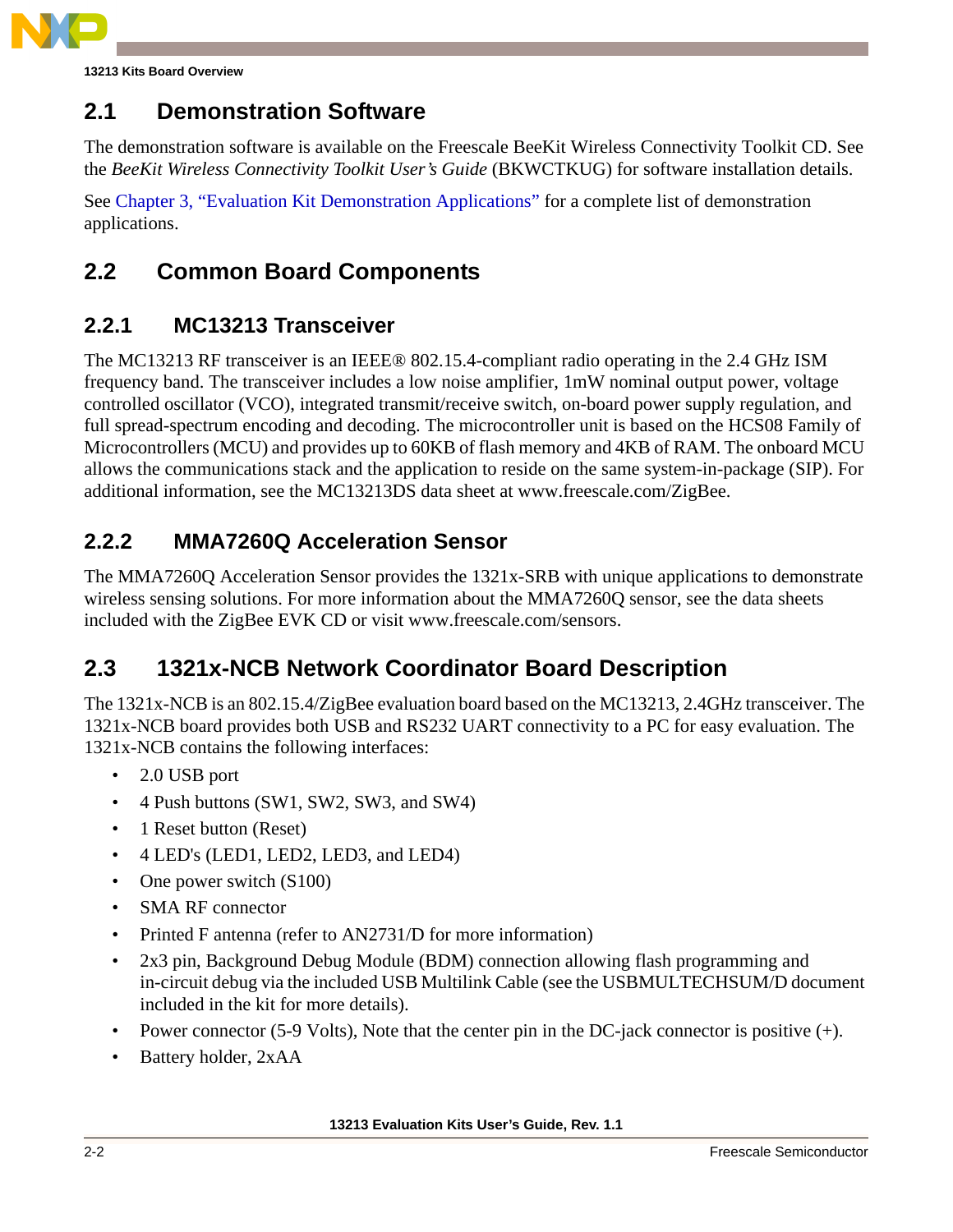## 2.1 Demonstration Software

The demonstration software is available on the Freescale BeeKit Wireless Connectivity Toolkit CD. See the *BeeKit Wireless Connectivity Toolkit User's Guide* (BKWCTKUG) for software installation details.

See Chapter 3, "Evaluation Kit Demonstration Applications" for a complete list of demonstration applications.

## 2.2 Common Board Components

### 2.2.1 MC13213 Transceiver

The MC13213 RF transceiver is an IEEE® 802.15.4-compliant radio operating in the 2.4 GHz ISM frequency band. The transceiver includes a low noise amplifier, 1mW nominal output power, voltage controlled oscillator (VCO), integrated transmit/receive switch, on-board power supply regulation, and full spread-spectrum encoding and decoding. The microcontroller unit is based on the HCS08 Family of Microcontrollers (MCU) and provides up to 60KB of flash memory and 4KB of RAM. The onboard MCU allows the communications stack and the application to reside on the same system-in-package (SIP). For additional information, see the MC13213DS data sheet at www.freescale.com/ZigBee.

### 2.2.2 MMA7260Q Acceleration Sensor

The MMA7260Q Acceleration Sensor provides the 1321x-SRB with unique applications to demonstrate wireless sensing solutions. For more information about the MMA7260Q sensor, see the data sheets included with the ZigBee EVK CD or visit www.freescale.com/sensors.

## 2.3 1321x-NCB Network Coordinator Board Description

The 1321x-NCB is an 802.15.4/ZigBee evaluation board based on the MC13213, 2.4GHz transceiver. The 1321x-NCB board provides both USB and RS232 UART connectivity to a PC for easy evaluation. The 1321x-NCB contains the following interfaces:

- 2.0 USB port
- 4 Push buttons (SW1, SW2, SW3, and SW4)
- 1 Reset button (Reset)
- 4 LED's (LED1, LED2, LED3, and LED4)
- One power switch (S100)
- SMA RF connector
- Printed F antenna (refer to AN2731/D for more information)
- 2x3 pin, Background Debug Module (BDM) connection allowing flash programming and in-circuit debug via the included USB Multilink Cable (see the USBMULTECHSUM/D document included in the kit for more details).
- Power connector (5-9 Volts), Note that the center pin in the DC-jack connector is positive (+).
- Battery holder, 2xAA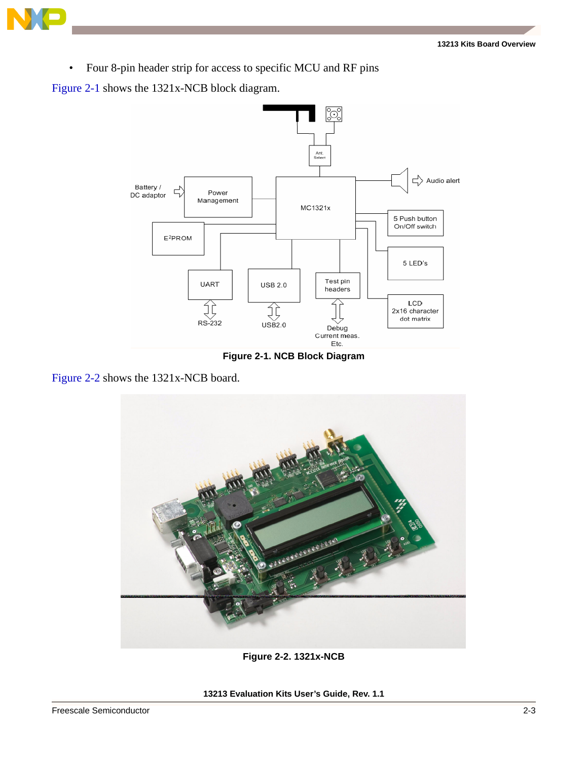- Four 8-pin header strip for access to specific MCU and RF pins

Figure 2-1 shows the 1321x-NCB block diagram.

Figure 2-1. NCB Block Diagram

Figure 2-2 shows the 1321x-NCB board.

Figure 2-2. 1321x-NCB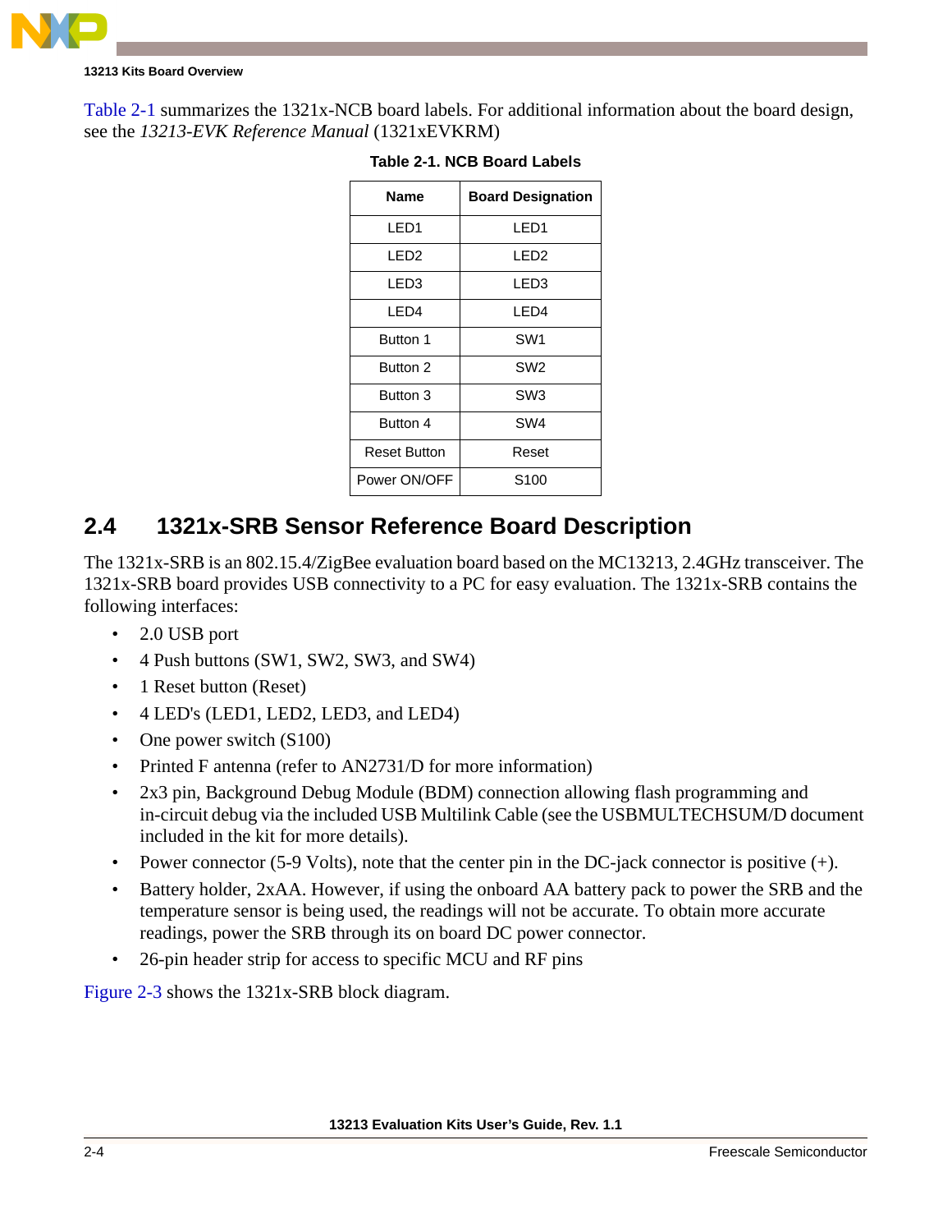Table 2-1 summarizes the 1321x-NCB board labels. For additional information about the board design, see the *13213-EVK Reference Manual* (1321xEVKRM)

**Table 2-1. NCB Board Labels**

| Name | Board Designation |
|---|---|
| LED1 | LED1 |
| LED2 | LED2 |
| LED3 | LED3 |
| LED4 | LED4 |
| Button 1 | SW1 |
| Button 2 | SW2 |
| Button 3 | SW3 |
| Button 4 | SW4 |
| Reset Button | Reset |
| Power ON/OFF | S100 |

## 2.4 1321x-SRB Sensor Reference Board Description

The 1321x-SRB is an 802.15.4/ZigBee evaluation board based on the MC13213, 2.4GHz transceiver. The 1321x-SRB board provides USB connectivity to a PC for easy evaluation. The 1321x-SRB contains the following interfaces:

- 2.0 USB port
- 4 Push buttons (SW1, SW2, SW3, and SW4)
- 1 Reset button (Reset)
- 4 LED's (LED1, LED2, LED3, and LED4)
- One power switch (S100)
- Printed F antenna (refer to AN2731/D for more information)
- 2x3 pin, Background Debug Module (BDM) connection allowing flash programming and in-circuit debug via the included USB Multilink Cable (see the USBMULTECHSUM/D document included in the kit for more details).
- Power connector (5-9 Volts), note that the center pin in the DC-jack connector is positive (+).
- Battery holder, 2xAA. However, if using the onboard AA battery pack to power the SRB and the temperature sensor is being used, the readings will not be accurate. To obtain more accurate readings, power the SRB through its on board DC power connector.
- 26-pin header strip for access to specific MCU and RF pins

Figure 2-3 shows the 1321x-SRB block diagram.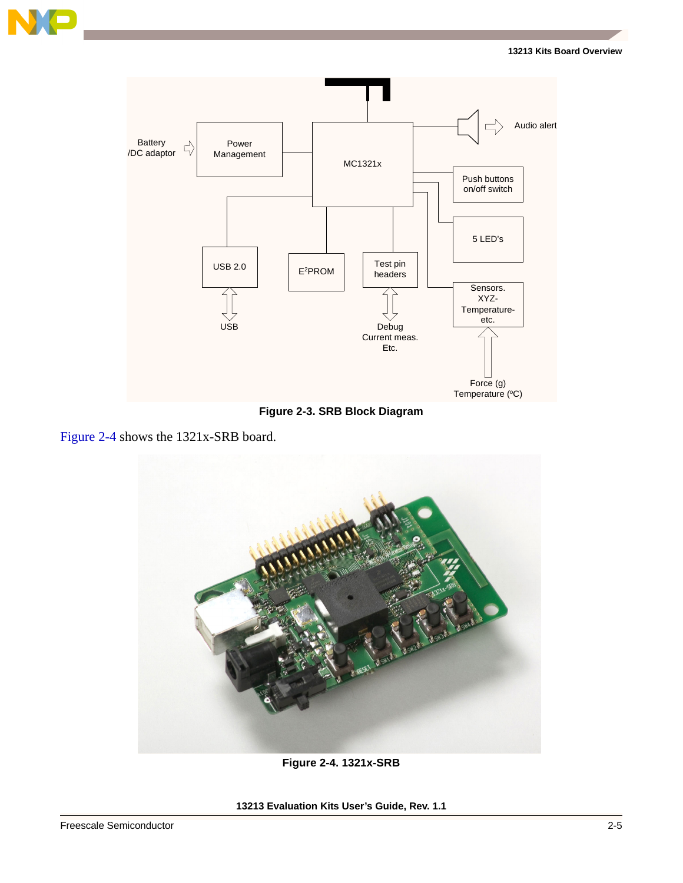Figure 2-3. SRB Block Diagram

Figure 2-4 shows the 1321x-SRB board.

Figure 2-4. 1321x-SRB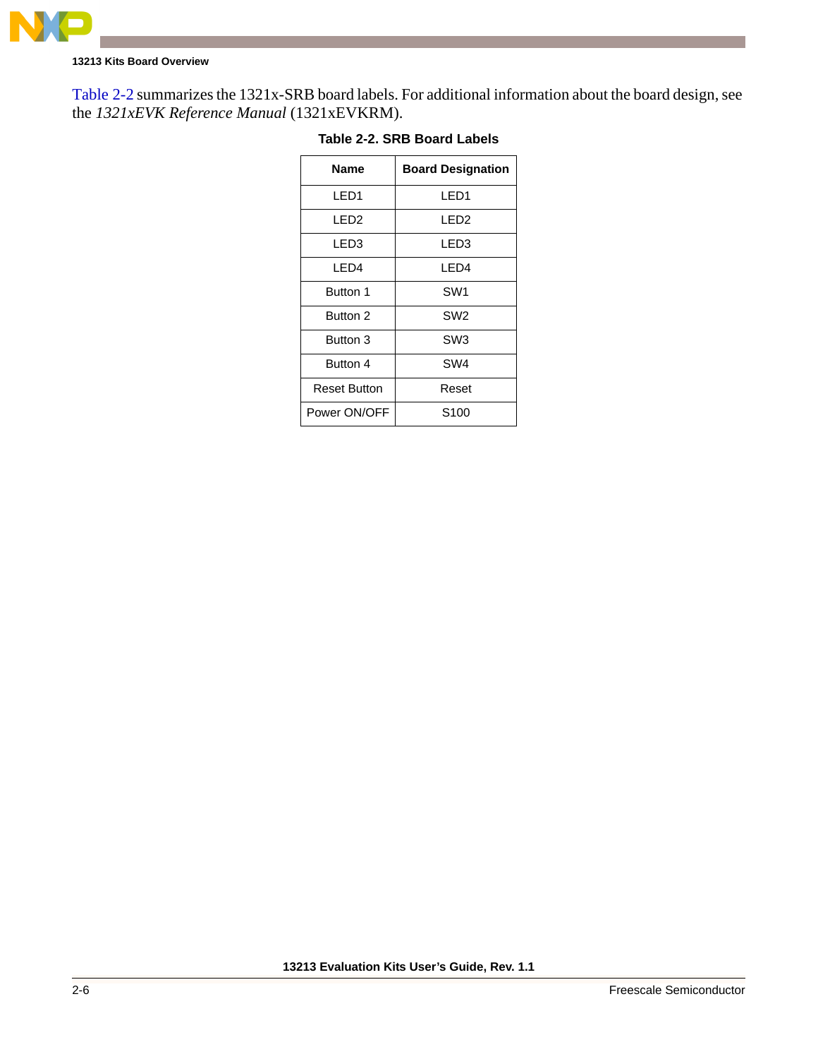Table 2-2 summarizes the 1321x-SRB board labels. For additional information about the board design, see the *1321xEVK Reference Manual* (1321xEVKRM).

**Table 2-2. SRB Board Labels**

| Name | Board Designation |
|---|---|
| LED1 | LED1 |
| LED2 | LED2 |
| LED3 | LED3 |
| LED4 | LED4 |
| Button 1 | SW1 |
| Button 2 | SW2 |
| Button 3 | SW3 |
| Button 4 | SW4 |
| Reset Button | Reset |
| Power ON/OFF | S100 |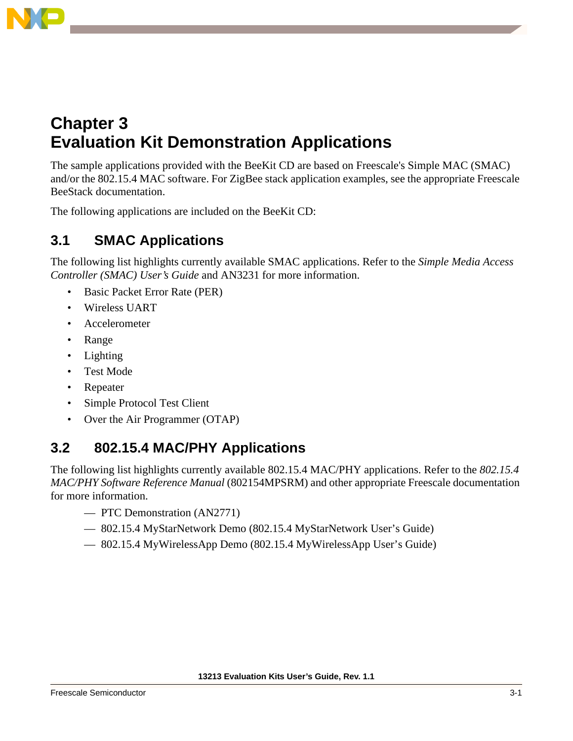# Chapter 3
# Evaluation Kit Demonstration Applications

The sample applications provided with the BeeKit CD are based on Freescale's Simple MAC (SMAC) and/or the 802.15.4 MAC software. For ZigBee stack application examples, see the appropriate Freescale BeeStack documentation.

The following applications are included on the BeeKit CD:

## 3.1 SMAC Applications

The following list highlights currently available SMAC applications. Refer to the *Simple Media Access Controller (SMAC) User's Guide* and AN3231 for more information.

- Basic Packet Error Rate (PER)
- Wireless UART
- Accelerometer
- Range
- Lighting
- Test Mode
- Repeater
- Simple Protocol Test Client
- Over the Air Programmer (OTAP)

## 3.2 802.15.4 MAC/PHY Applications

The following list highlights currently available 802.15.4 MAC/PHY applications. Refer to the *802.15.4 MAC/PHY Software Reference Manual* (802154MPSRM) and other appropriate Freescale documentation for more information.

- PTC Demonstration (AN2771)
- 802.15.4 MyStarNetwork Demo (802.15.4 MyStarNetwork User's Guide)
- 802.15.4 MyWirelessApp Demo (802.15.4 MyWirelessApp User's Guide)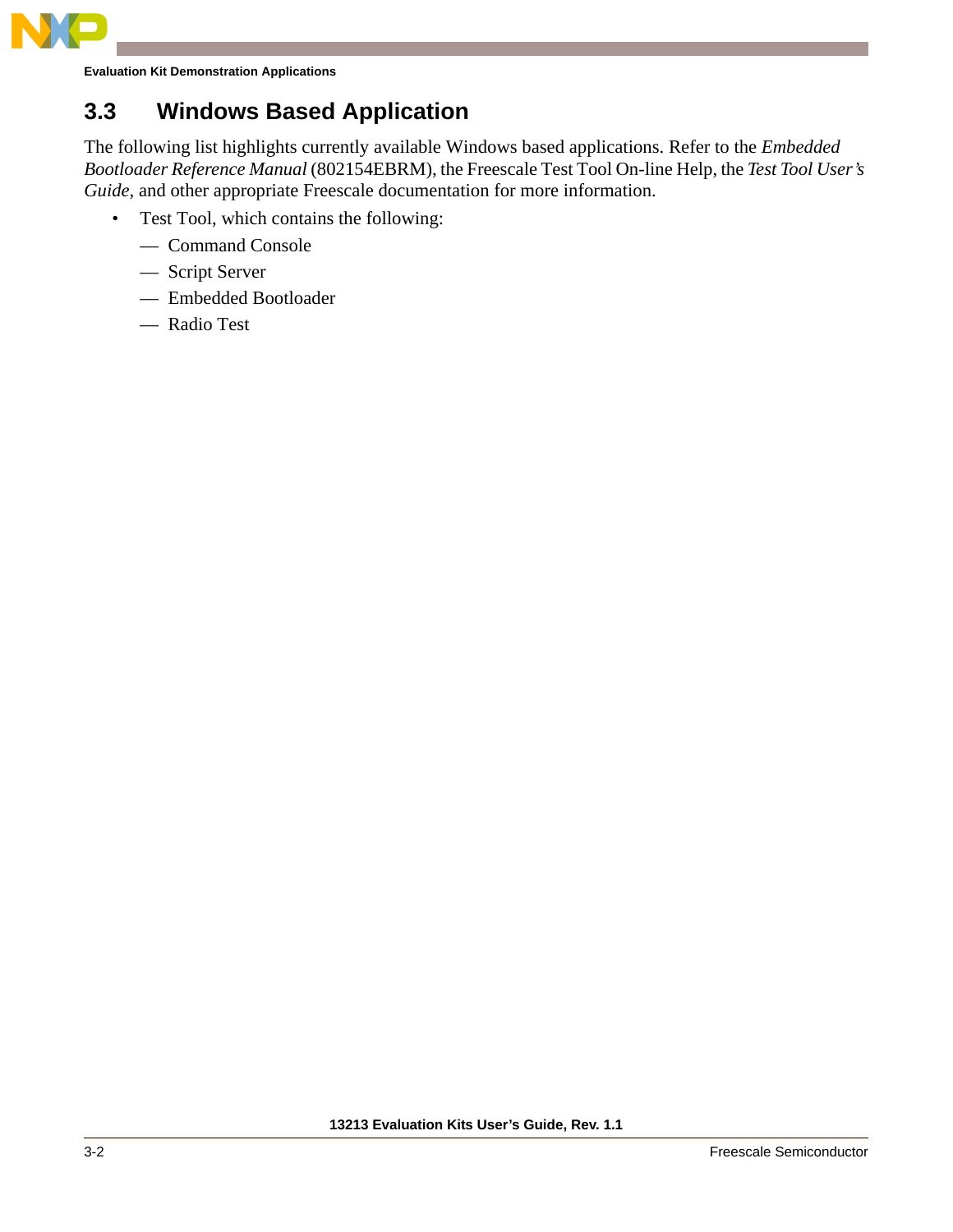## 3.3 Windows Based Application

The following list highlights currently available Windows based applications. Refer to the *Embedded Bootloader Reference Manual* (802154EBRM), the Freescale Test Tool On-line Help, the *Test Tool User's Guide*, and other appropriate Freescale documentation for more information.

- Test Tool, which contains the following:
  - Command Console
  - Script Server
  - Embedded Bootloader
  - Radio Test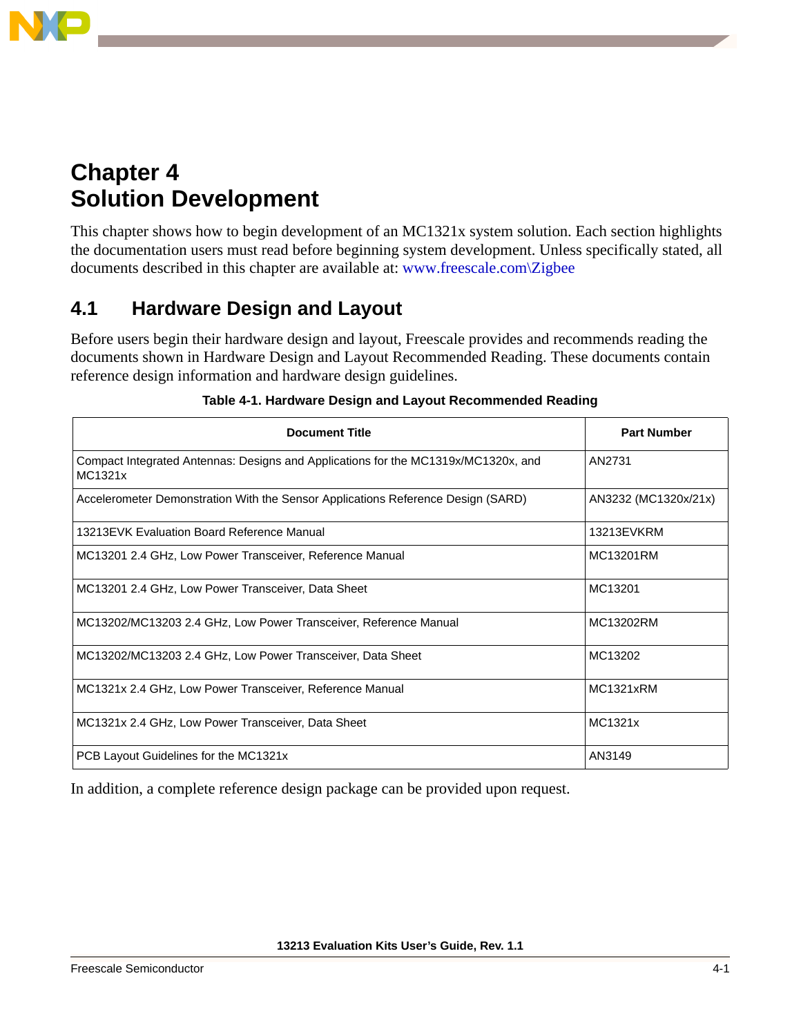# Chapter 4
# Solution Development

This chapter shows how to begin development of an MC1321x system solution. Each section highlights the documentation users must read before beginning system development. Unless specifically stated, all documents described in this chapter are available at: www.freescale.com\Zigbee

## 4.1 Hardware Design and Layout

Before users begin their hardware design and layout, Freescale provides and recommends reading the documents shown in Hardware Design and Layout Recommended Reading. These documents contain reference design information and hardware design guidelines.

**Table 4-1. Hardware Design and Layout Recommended Reading**

| Document Title | Part Number |
|---|---|
| Compact Integrated Antennas: Designs and Applications for the MC1319x/MC1320x, and MC1321x | AN2731 |
| Accelerometer Demonstration With the Sensor Applications Reference Design (SARD) | AN3232 (MC1320x/21x) |
| 13213EVK Evaluation Board Reference Manual | 13213EVKRM |
| MC13201 2.4 GHz, Low Power Transceiver, Reference Manual | MC13201RM |
| MC13201 2.4 GHz, Low Power Transceiver, Data Sheet | MC13201 |
| MC13202/MC13203 2.4 GHz, Low Power Transceiver, Reference Manual | MC13202RM |
| MC13202/MC13203 2.4 GHz, Low Power Transceiver, Data Sheet | MC13202 |
| MC1321x 2.4 GHz, Low Power Transceiver, Reference Manual | MC1321xRM |
| MC1321x 2.4 GHz, Low Power Transceiver, Data Sheet | MC1321x |
| PCB Layout Guidelines for the MC1321x | AN3149 |

In addition, a complete reference design package can be provided upon request.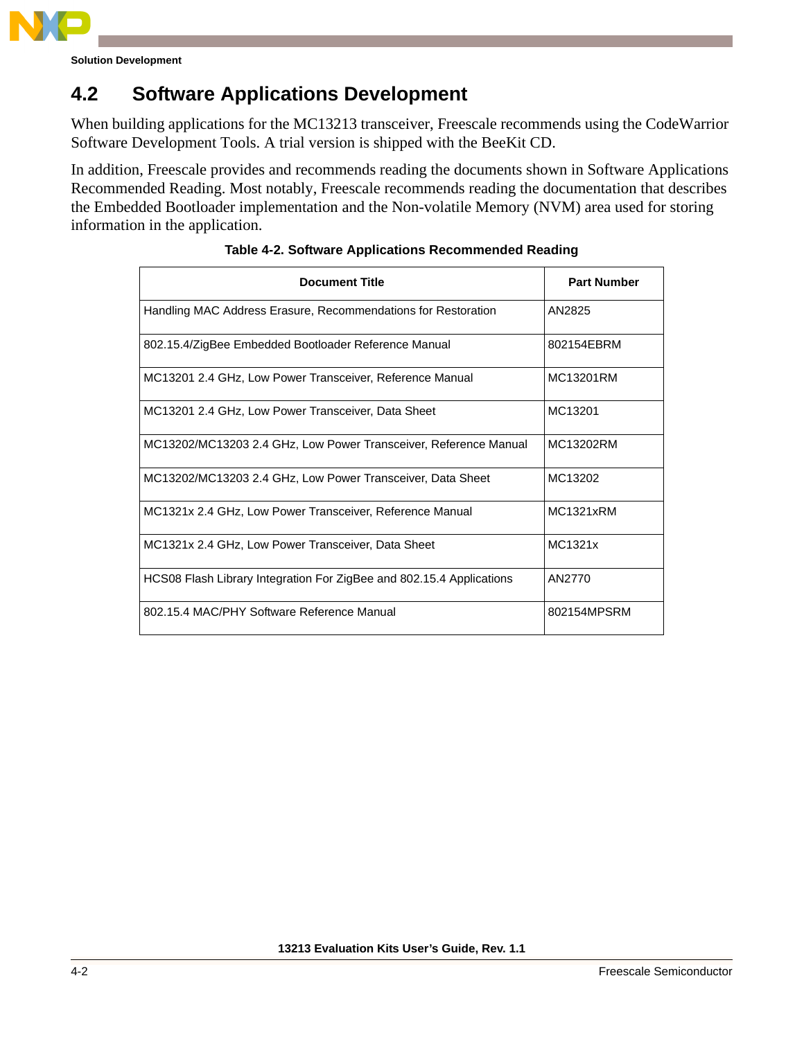## 4.2 Software Applications Development

When building applications for the MC13213 transceiver, Freescale recommends using the CodeWarrior Software Development Tools. A trial version is shipped with the BeeKit CD.

In addition, Freescale provides and recommends reading the documents shown in Software Applications Recommended Reading. Most notably, Freescale recommends reading the documentation that describes the Embedded Bootloader implementation and the Non-volatile Memory (NVM) area used for storing information in the application.

**Table 4-2. Software Applications Recommended Reading**

| Document Title | Part Number |
|---|---|
| Handling MAC Address Erasure, Recommendations for Restoration | AN2825 |
| 802.15.4/ZigBee Embedded Bootloader Reference Manual | 802154EBRM |
| MC13201 2.4 GHz, Low Power Transceiver, Reference Manual | MC13201RM |
| MC13201 2.4 GHz, Low Power Transceiver, Data Sheet | MC13201 |
| MC13202/MC13203 2.4 GHz, Low Power Transceiver, Reference Manual | MC13202RM |
| MC13202/MC13203 2.4 GHz, Low Power Transceiver, Data Sheet | MC13202 |
| MC1321x 2.4 GHz, Low Power Transceiver, Reference Manual | MC1321xRM |
| MC1321x 2.4 GHz, Low Power Transceiver, Data Sheet | MC1321x |
| HCS08 Flash Library Integration For ZigBee and 802.15.4 Applications | AN2770 |
| 802.15.4 MAC/PHY Software Reference Manual | 802154MPSRM |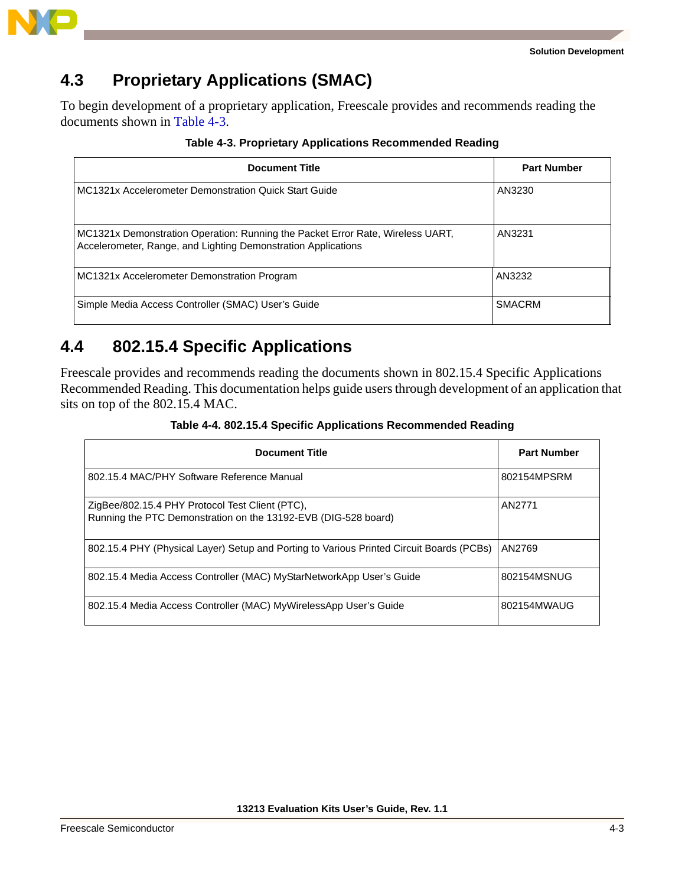## 4.3 Proprietary Applications (SMAC)

To begin development of a proprietary application, Freescale provides and recommends reading the documents shown in Table 4-3.

**Table 4-3. Proprietary Applications Recommended Reading**

| Document Title | Part Number |
| --- | --- |
| MC1321x Accelerometer Demonstration Quick Start Guide | AN3230 |
| MC1321x Demonstration Operation: Running the Packet Error Rate, Wireless UART, Accelerometer, Range, and Lighting Demonstration Applications | AN3231 |
| MC1321x Accelerometer Demonstration Program | AN3232 |
| Simple Media Access Controller (SMAC) User's Guide | SMACRM |

## 4.4 802.15.4 Specific Applications

Freescale provides and recommends reading the documents shown in 802.15.4 Specific Applications Recommended Reading. This documentation helps guide users through development of an application that sits on top of the 802.15.4 MAC.

**Table 4-4. 802.15.4 Specific Applications Recommended Reading**

| Document Title | Part Number |
| --- | --- |
| 802.15.4 MAC/PHY Software Reference Manual | 802154MPSRM |
| ZigBee/802.15.4 PHY Protocol Test Client (PTC), Running the PTC Demonstration on the 13192-EVB (DIG-528 board) | AN2771 |
| 802.15.4 PHY (Physical Layer) Setup and Porting to Various Printed Circuit Boards (PCBs) | AN2769 |
| 802.15.4 Media Access Controller (MAC) MyStarNetworkApp User's Guide | 802154MSNUG |
| 802.15.4 Media Access Controller (MAC) MyWirelessApp User's Guide | 802154MWAUG |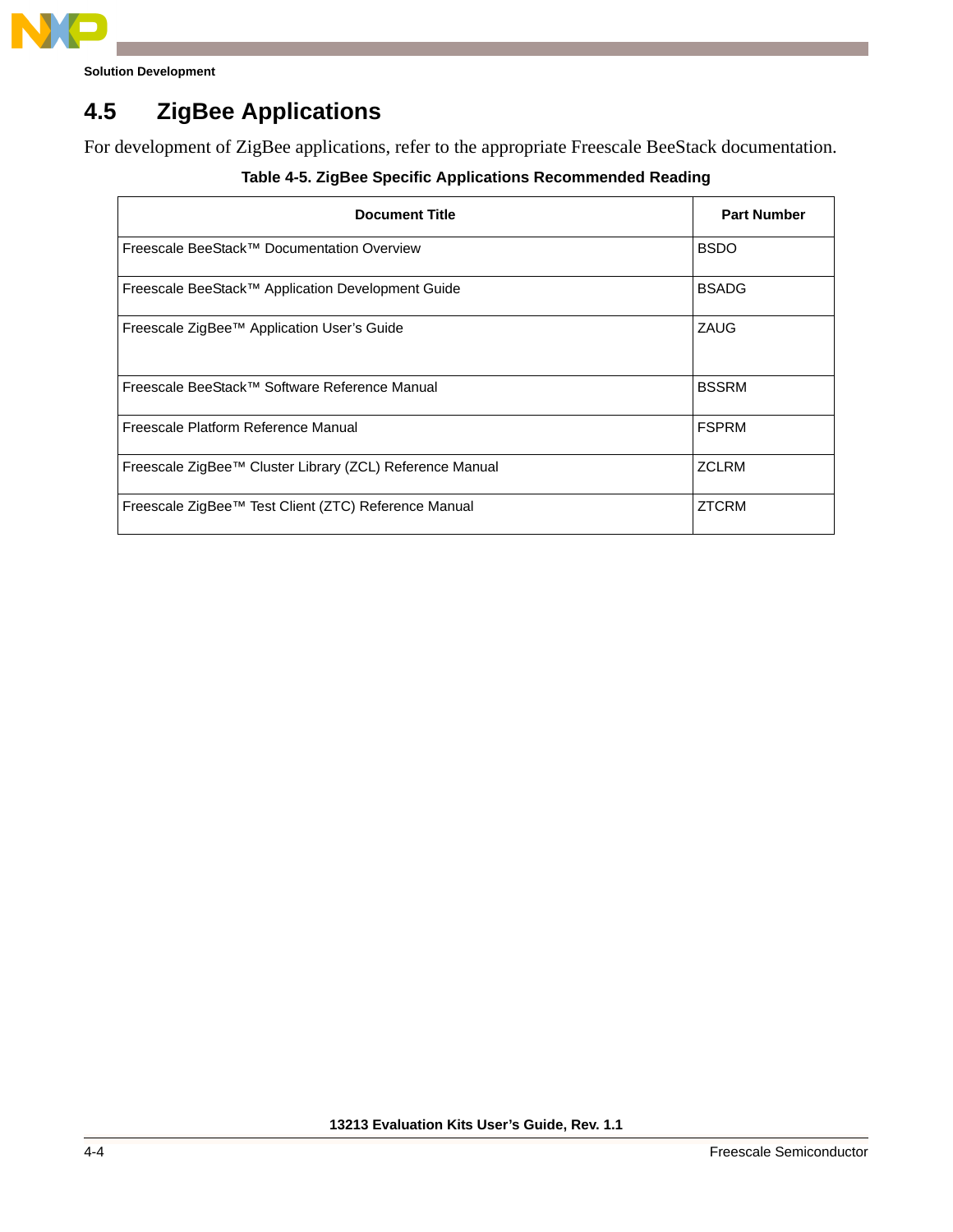## 4.5 ZigBee Applications

For development of ZigBee applications, refer to the appropriate Freescale BeeStack documentation.

**Table 4-5. ZigBee Specific Applications Recommended Reading**

| Document Title | Part Number |
|---|---|
| Freescale BeeStack™ Documentation Overview | BSDO |
| Freescale BeeStack™ Application Development Guide | BSADG |
| Freescale ZigBee™ Application User's Guide | ZAUG |
| Freescale BeeStack™ Software Reference Manual | BSSRM |
| Freescale Platform Reference Manual | FSPRM |
| Freescale ZigBee™ Cluster Library (ZCL) Reference Manual | ZCLRM |
| Freescale ZigBee™ Test Client (ZTC) Reference Manual | ZTCRM |